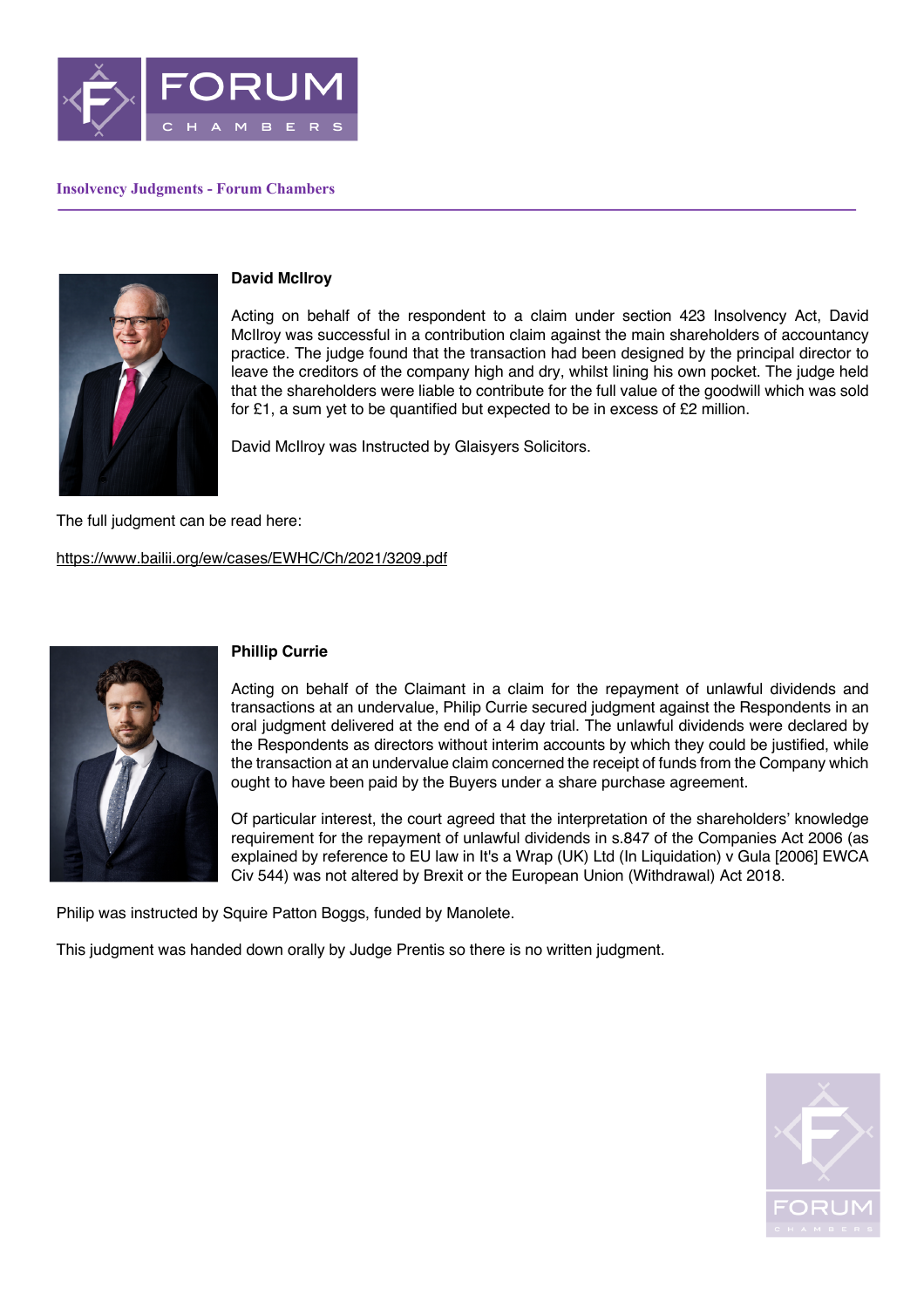# Insolvency Judgments - Forum Chambers

### David McIlroy

Acting on behalf of the respondent to a claim under section 423 Insolvency Act, David McIlroy was successful in a contribution claim against the main shareholders of accountancy practice. The judge found that the transaction had been designed by the principal director to leave the creditors of the company high and dry, whilst lining his own pocket. The judge held that the shareholders were liable to contribute for the full value of the goodwill which was sold for £1, a sum yet to be quantified but expected to be in excess of £2 million.

David McIlroy was Instructed by Glaisyers Solicitors.

The full judgment can be read here:

https://www.bailii.org/ew/cases/EWHC/Ch/2021/3209.pdf

### Phillip Currie

Acting on behalf of the Claimant in a claim for the repayment of unlawful dividends and transactions at an undervalue, Philip Currie secured judgment against the Respondents in an oral judgment delivered at the end of a 4 day trial. The unlawful dividends were declared by the Respondents as directors without interim accounts by which they could be justified, while the transaction at an undervalue claim concerned the receipt of funds from the Company which ought to have been paid by the Buyers under a share purchase agreement.

Of particular interest, the court agreed that the interpretation of the shareholders' knowledge requirement for the repayment of unlawful dividends in s.847 of the Companies Act 2006 (as explained by reference to EU law in It's a Wrap (UK) Ltd (In Liquidation) v Gula [2006] EWCA Civ 544) was not altered by Brexit or the European Union (Withdrawal) Act 2018.

Philip was instructed by Squire Patton Boggs, funded by Manolete.

This judgment was handed down orally by Judge Prentis so there is no written judgment.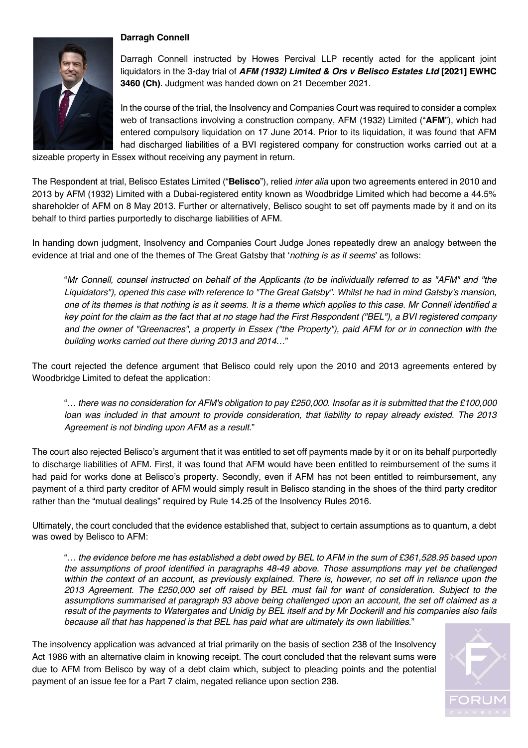**Darragh Connell**

Darragh Connell instructed by Howes Percival LLP recently acted for the applicant joint liquidators in the 3-day trial of ***AFM (1932) Limited & Ors v Belisco Estates Ltd* [2021] EWHC 3460 (Ch)**. Judgment was handed down on 21 December 2021.

In the course of the trial, the Insolvency and Companies Court was required to consider a complex web of transactions involving a construction company, AFM (1932) Limited ("**AFM**"), which had entered compulsory liquidation on 17 June 2014. Prior to its liquidation, it was found that AFM had discharged liabilities of a BVI registered company for construction works carried out at a sizeable property in Essex without receiving any payment in return.

The Respondent at trial, Belisco Estates Limited ("**Belisco**"), relied *inter alia* upon two agreements entered in 2010 and 2013 by AFM (1932) Limited with a Dubai-registered entity known as Woodbridge Limited which had become a 44.5% shareholder of AFM on 8 May 2013. Further or alternatively, Belisco sought to set off payments made by it and on its behalf to third parties purportedly to discharge liabilities of AFM.

In handing down judgment, Insolvency and Companies Court Judge Jones repeatedly drew an analogy between the evidence at trial and one of the themes of The Great Gatsby that '*nothing is as it seems*' as follows:

> "*Mr Connell, counsel instructed on behalf of the Applicants (to be individually referred to as "AFM" and "the Liquidators"), opened this case with reference to "The Great Gatsby". Whilst he had in mind Gatsby's mansion, one of its themes is that nothing is as it seems. It is a theme which applies to this case. Mr Connell identified a key point for the claim as the fact that at no stage had the First Respondent ("BEL"), a BVI registered company and the owner of "Greenacres", a property in Essex ("the Property"), paid AFM for or in connection with the building works carried out there during 2013 and 2014…*"

The court rejected the defence argument that Belisco could rely upon the 2010 and 2013 agreements entered by Woodbridge Limited to defeat the application:

> "*… there was no consideration for AFM's obligation to pay £250,000. Insofar as it is submitted that the £100,000 loan was included in that amount to provide consideration, that liability to repay already existed. The 2013 Agreement is not binding upon AFM as a result.*"

The court also rejected Belisco's argument that it was entitled to set off payments made by it or on its behalf purportedly to discharge liabilities of AFM. First, it was found that AFM would have been entitled to reimbursement of the sums it had paid for works done at Belisco's property. Secondly, even if AFM has not been entitled to reimbursement, any payment of a third party creditor of AFM would simply result in Belisco standing in the shoes of the third party creditor rather than the "mutual dealings" required by Rule 14.25 of the Insolvency Rules 2016.

Ultimately, the court concluded that the evidence established that, subject to certain assumptions as to quantum, a debt was owed by Belisco to AFM:

> "*… the evidence before me has established a debt owed by BEL to AFM in the sum of £361,528.95 based upon the assumptions of proof identified in paragraphs 48-49 above. Those assumptions may yet be challenged within the context of an account, as previously explained. There is, however, no set off in reliance upon the 2013 Agreement. The £250,000 set off raised by BEL must fail for want of consideration. Subject to the assumptions summarised at paragraph 93 above being challenged upon an account, the set off claimed as a result of the payments to Watergates and Unidig by BEL itself and by Mr Dockerill and his companies also fails because all that has happened is that BEL has paid what are ultimately its own liabilities.*"

The insolvency application was advanced at trial primarily on the basis of section 238 of the Insolvency Act 1986 with an alternative claim in knowing receipt. The court concluded that the relevant sums were due to AFM from Belisco by way of a debt claim which, subject to pleading points and the potential payment of an issue fee for a Part 7 claim, negated reliance upon section 238.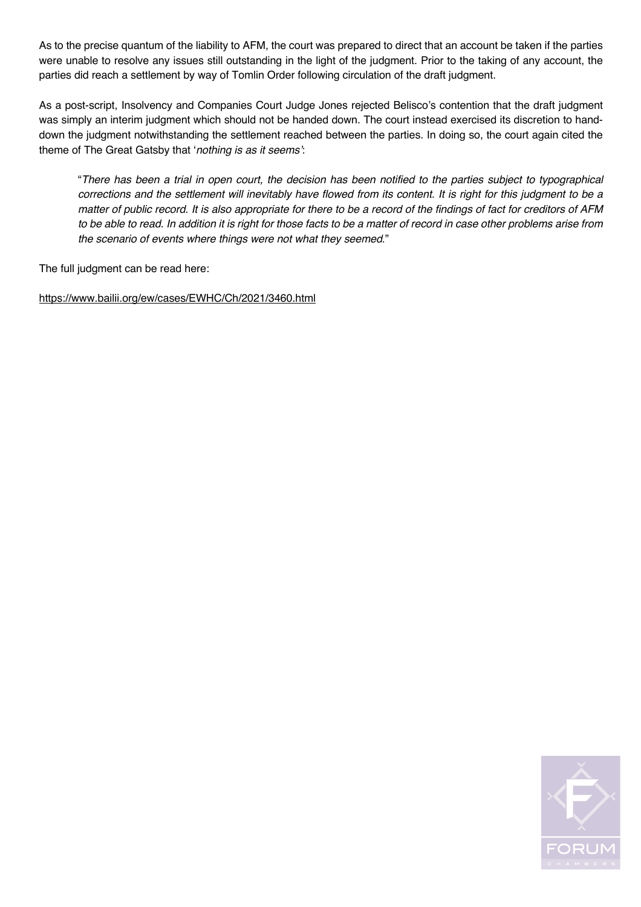As to the precise quantum of the liability to AFM, the court was prepared to direct that an account be taken if the parties were unable to resolve any issues still outstanding in the light of the judgment. Prior to the taking of any account, the parties did reach a settlement by way of Tomlin Order following circulation of the draft judgment.

As a post-script, Insolvency and Companies Court Judge Jones rejected Belisco's contention that the draft judgment was simply an interim judgment which should not be handed down. The court instead exercised its discretion to hand-down the judgment notwithstanding the settlement reached between the parties. In doing so, the court again cited the theme of The Great Gatsby that '*nothing is as it seems'*:

> "*There has been a trial in open court, the decision has been notified to the parties subject to typographical corrections and the settlement will inevitably have flowed from its content. It is right for this judgment to be a matter of public record. It is also appropriate for there to be a record of the findings of fact for creditors of AFM to be able to read. In addition it is right for those facts to be a matter of record in case other problems arise from the scenario of events where things were not what they seemed.*"

The full judgment can be read here:

https://www.bailii.org/ew/cases/EWHC/Ch/2021/3460.html